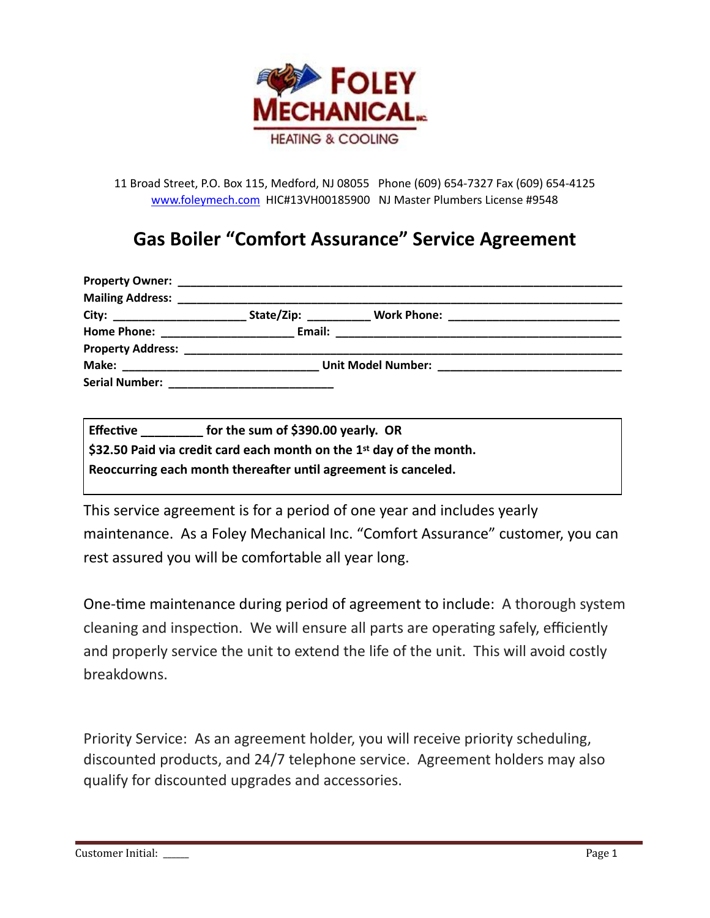FOLEY MECHANICAL INC.
HEATING & COOLING

11 Broad Street, P.O. Box 115, Medford, NJ 08055 Phone (609) 654-7327 Fax (609) 654-4125
www.foleymech.com HIC#13VH00185900 NJ Master Plumbers License #9548

# Gas Boiler "Comfort Assurance" Service Agreement

**Property Owner:** ______________________________________________________________________

**Mailing Address:** ______________________________________________________________________

**City:** ____________________ **State/Zip:** __________ **Work Phone:** __________________________

**Home Phone:** ____________________ **Email:** ____________________________________________

**Property Address:** ______________________________________________________________________

**Make:** ______________________________ **Unit Model Number:** ____________________________

**Serial Number:** __________________________

**Effective _________ for the sum of $390.00 yearly. OR**
**$32.50 Paid via credit card each month on the 1st day of the month.**
**Reoccurring each month thereafter until agreement is canceled.**

This service agreement is for a period of one year and includes yearly maintenance. As a Foley Mechanical Inc. "Comfort Assurance" customer, you can rest assured you will be comfortable all year long.

One-time maintenance during period of agreement to include: A thorough system cleaning and inspection. We will ensure all parts are operating safely, efficiently and properly service the unit to extend the life of the unit. This will avoid costly breakdowns.

Priority Service: As an agreement holder, you will receive priority scheduling, discounted products, and 24/7 telephone service. Agreement holders may also qualify for discounted upgrades and accessories.

Customer Initial: _____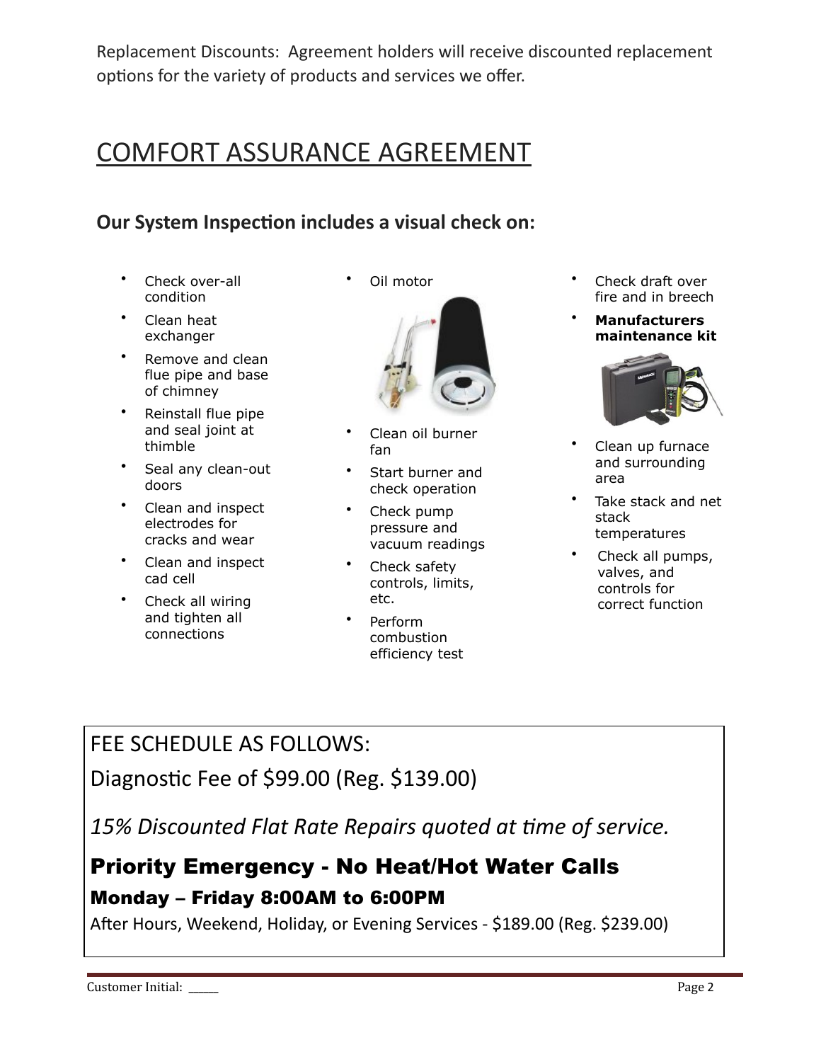Replacement Discounts: Agreement holders will receive discounted replacement options for the variety of products and services we offer.

# COMFORT ASSURANCE AGREEMENT

**Our System Inspection includes a visual check on:**

- Check over-all condition
- Clean heat exchanger
- Remove and clean flue pipe and base of chimney
- Reinstall flue pipe and seal joint at thimble
- Seal any clean-out doors
- Clean and inspect electrodes for cracks and wear
- Clean and inspect cad cell
- Check all wiring and tighten all connections
- Oil motor
- Clean oil burner fan
- Start burner and check operation
- Check pump pressure and vacuum readings
- Check safety controls, limits, etc.
- Perform combustion efficiency test
- Check draft over fire and in breech
- **Manufacturers maintenance kit**
- Clean up furnace and surrounding area
- Take stack and net stack temperatures
- Check all pumps, valves, and controls for correct function

FEE SCHEDULE AS FOLLOWS:

Diagnostic Fee of $99.00 (Reg. $139.00)

*15% Discounted Flat Rate Repairs quoted at time of service.*

**Priority Emergency - No Heat/Hot Water Calls**

**Monday – Friday 8:00AM to 6:00PM**

After Hours, Weekend, Holiday, or Evening Services - $189.00 (Reg. $239.00)

Customer Initial: _____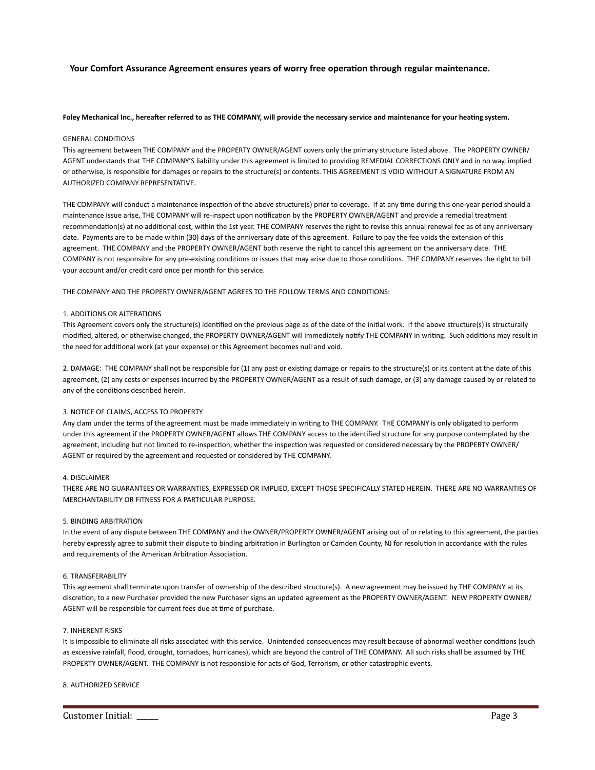**Your Comfort Assurance Agreement ensures years of worry free operation through regular maintenance.**

**Foley Mechanical Inc., hereafter referred to as THE COMPANY, will provide the necessary service and maintenance for your heating system.**

GENERAL CONDITIONS

This agreement between THE COMPANY and the PROPERTY OWNER/AGENT covers only the primary structure listed above. The PROPERTY OWNER/AGENT understands that THE COMPANY'S liability under this agreement is limited to providing REMEDIAL CORRECTIONS ONLY and in no way, implied or otherwise, is responsible for damages or repairs to the structure(s) or contents. THIS AGREEMENT IS VOID WITHOUT A SIGNATURE FROM AN AUTHORIZED COMPANY REPRESENTATIVE.

THE COMPANY will conduct a maintenance inspection of the above structure(s) prior to coverage. If at any time during this one-year period should a maintenance issue arise, THE COMPANY will re-inspect upon notification by the PROPERTY OWNER/AGENT and provide a remedial treatment recommendation(s) at no additional cost, within the 1st year. THE COMPANY reserves the right to revise this annual renewal fee as of any anniversary date. Payments are to be made within (30) days of the anniversary date of this agreement. Failure to pay the fee voids the extension of this agreement. THE COMPANY and the PROPERTY OWNER/AGENT both reserve the right to cancel this agreement on the anniversary date. THE COMPANY is not responsible for any pre-existing conditions or issues that may arise due to those conditions. THE COMPANY reserves the right to bill your account and/or credit card once per month for this service.

THE COMPANY AND THE PROPERTY OWNER/AGENT AGREES TO THE FOLLOW TERMS AND CONDITIONS:

1. ADDITIONS OR ALTERATIONS

This Agreement covers only the structure(s) identified on the previous page as of the date of the initial work. If the above structure(s) is structurally modified, altered, or otherwise changed, the PROPERTY OWNER/AGENT will immediately notify THE COMPANY in writing. Such additions may result in the need for additional work (at your expense) or this Agreement becomes null and void.

2. DAMAGE: THE COMPANY shall not be responsible for (1) any past or existing damage or repairs to the structure(s) or its content at the date of this agreement, (2) any costs or expenses incurred by the PROPERTY OWNER/AGENT as a result of such damage, or (3) any damage caused by or related to any of the conditions described herein.

3. NOTICE OF CLAIMS, ACCESS TO PROPERTY

Any clam under the terms of the agreement must be made immediately in writing to THE COMPANY. THE COMPANY is only obligated to perform under this agreement if the PROPERTY OWNER/AGENT allows THE COMPANY access to the identified structure for any purpose contemplated by the agreement, including but not limited to re-inspection, whether the inspection was requested or considered necessary by the PROPERTY OWNER/AGENT or required by the agreement and requested or considered by THE COMPANY.

4. DISCLAIMER

THERE ARE NO GUARANTEES OR WARRANTIES, EXPRESSED OR IMPLIED, EXCEPT THOSE SPECIFICALLY STATED HEREIN. THERE ARE NO WARRANTIES OF MERCHANTABILITY OR FITNESS FOR A PARTICULAR PURPOSE.

5. BINDING ARBITRATION

In the event of any dispute between THE COMPANY and the OWNER/PROPERTY OWNER/AGENT arising out of or relating to this agreement, the parties hereby expressly agree to submit their dispute to binding arbitration in Burlington or Camden County, NJ for resolution in accordance with the rules and requirements of the American Arbitration Association.

6. TRANSFERABILITY

This agreement shall terminate upon transfer of ownership of the described structure(s). A new agreement may be issued by THE COMPANY at its discretion, to a new Purchaser provided the new Purchaser signs an updated agreement as the PROPERTY OWNER/AGENT. NEW PROPERTY OWNER/AGENT will be responsible for current fees due at time of purchase.

7. INHERENT RISKS

It is impossible to eliminate all risks associated with this service. Unintended consequences may result because of abnormal weather conditions (such as excessive rainfall, flood, drought, tornadoes, hurricanes), which are beyond the control of THE COMPANY. All such risks shall be assumed by THE PROPERTY OWNER/AGENT. THE COMPANY is not responsible for acts of God, Terrorism, or other catastrophic events.

8. AUTHORIZED SERVICE

Customer Initial: _____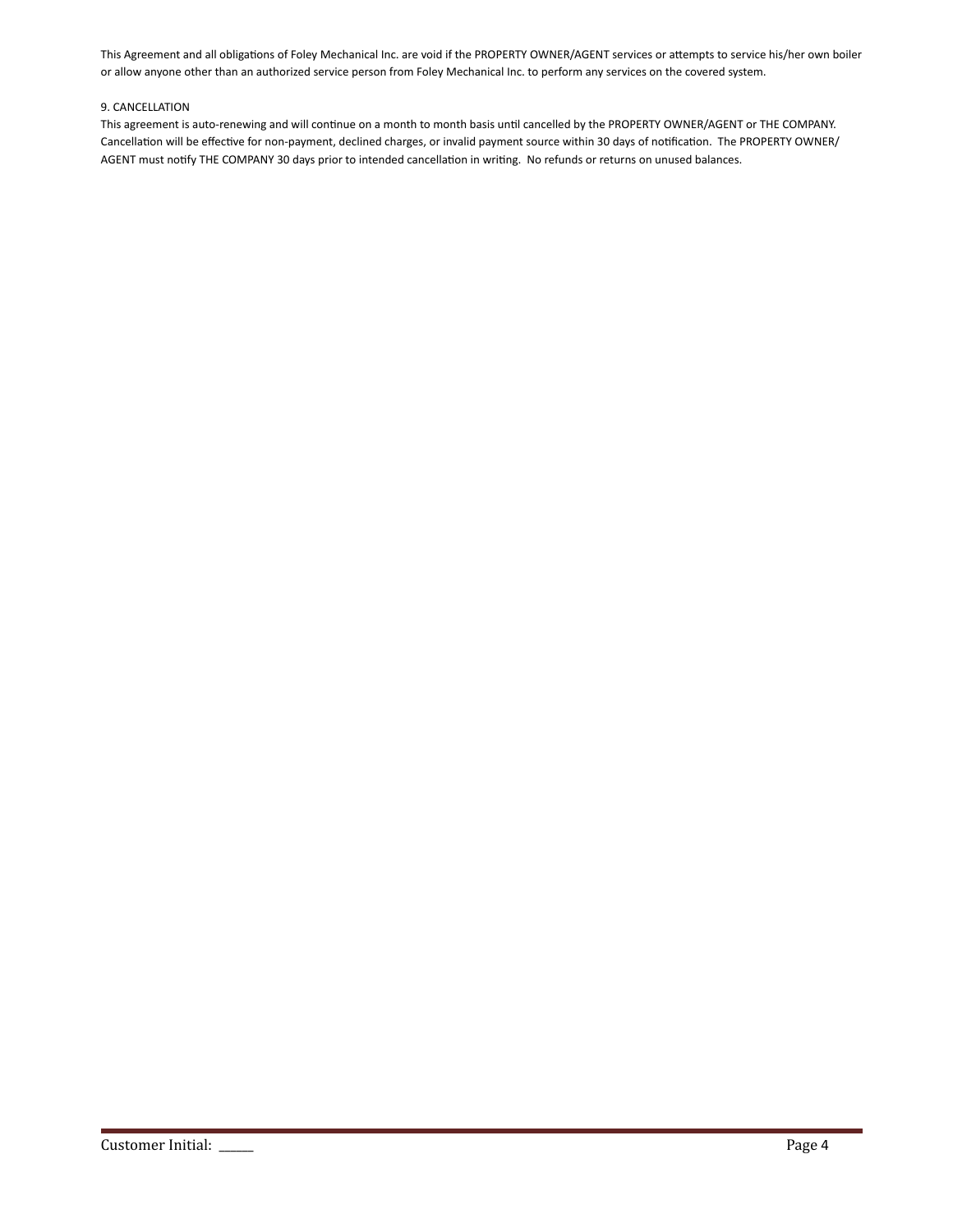This Agreement and all obligations of Foley Mechanical Inc. are void if the PROPERTY OWNER/AGENT services or attempts to service his/her own boiler or allow anyone other than an authorized service person from Foley Mechanical Inc. to perform any services on the covered system.

9. CANCELLATION

This agreement is auto-renewing and will continue on a month to month basis until cancelled by the PROPERTY OWNER/AGENT or THE COMPANY. Cancellation will be effective for non-payment, declined charges, or invalid payment source within 30 days of notification. The PROPERTY OWNER/AGENT must notify THE COMPANY 30 days prior to intended cancellation in writing. No refunds or returns on unused balances.

Customer Initial: _____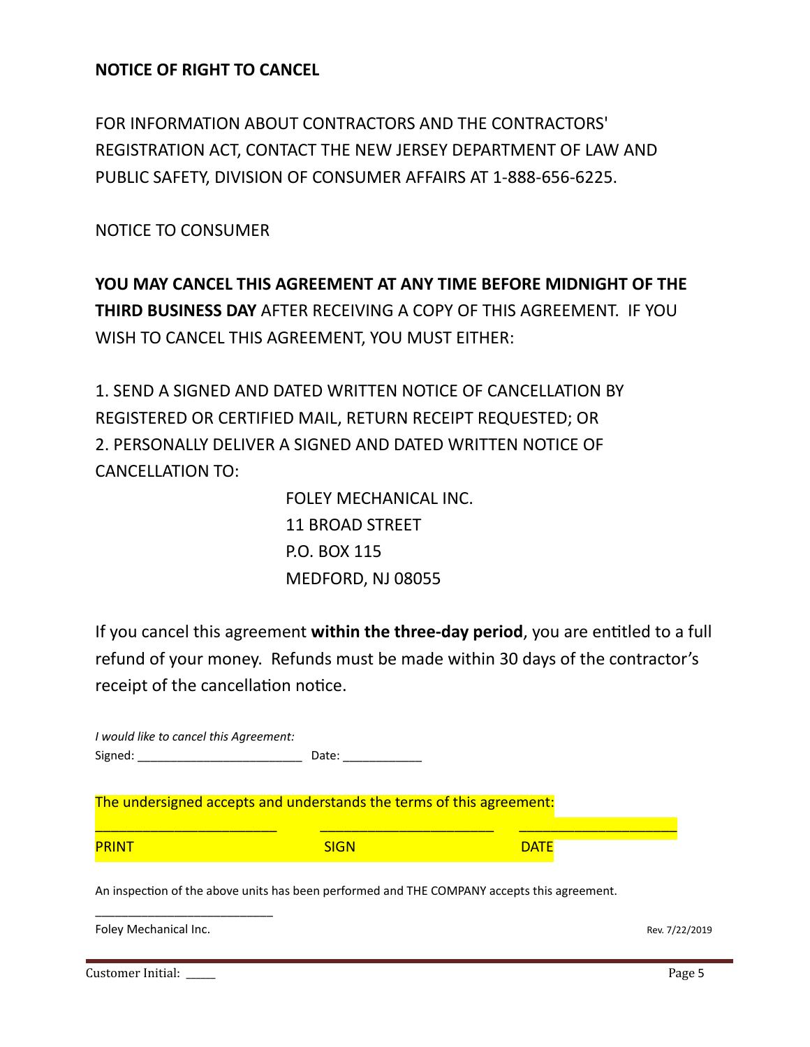**NOTICE OF RIGHT TO CANCEL**

FOR INFORMATION ABOUT CONTRACTORS AND THE CONTRACTORS' REGISTRATION ACT, CONTACT THE NEW JERSEY DEPARTMENT OF LAW AND PUBLIC SAFETY, DIVISION OF CONSUMER AFFAIRS AT 1-888-656-6225.

NOTICE TO CONSUMER

**YOU MAY CANCEL THIS AGREEMENT AT ANY TIME BEFORE MIDNIGHT OF THE THIRD BUSINESS DAY** AFTER RECEIVING A COPY OF THIS AGREEMENT. IF YOU WISH TO CANCEL THIS AGREEMENT, YOU MUST EITHER:

1. SEND A SIGNED AND DATED WRITTEN NOTICE OF CANCELLATION BY REGISTERED OR CERTIFIED MAIL, RETURN RECEIPT REQUESTED; OR
2. PERSONALLY DELIVER A SIGNED AND DATED WRITTEN NOTICE OF CANCELLATION TO:

FOLEY MECHANICAL INC.
11 BROAD STREET
P.O. BOX 115
MEDFORD, NJ 08055

If you cancel this agreement **within the three-day period**, you are entitled to a full refund of your money. Refunds must be made within 30 days of the contractor's receipt of the cancellation notice.

*I would like to cancel this Agreement:*
Signed: ________________________ Date: ____________

The undersigned accepts and understands the terms of this agreement:

________________________ ________________________ ________________________
PRINT SIGN DATE

An inspection of the above units has been performed and THE COMPANY accepts this agreement.

__________________________
Foley Mechanical Inc.

Rev. 7/22/2019

Customer Initial: _____